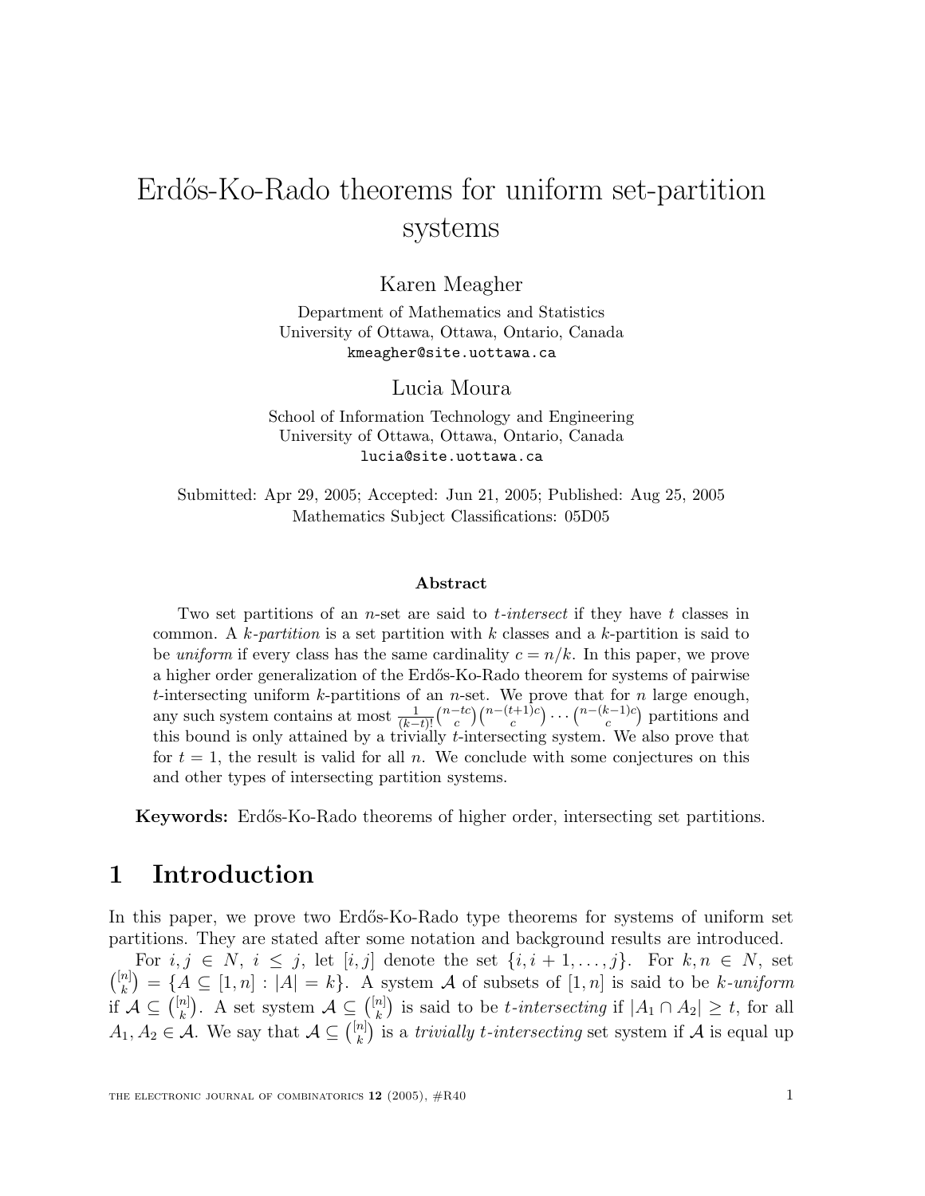# Erdős-Ko-Rado theorems for uniform set-partition systems

Karen Meagher

Department of Mathematics and Statistics
University of Ottawa, Ottawa, Ontario, Canada
kmeagher@site.uottawa.ca

Lucia Moura

School of Information Technology and Engineering
University of Ottawa, Ottawa, Ontario, Canada
lucia@site.uottawa.ca

Submitted: Apr 29, 2005; Accepted: Jun 21, 2005; Published: Aug 25, 2005
Mathematics Subject Classifications: 05D05

### Abstract

Two set partitions of an $n$-set are said to *$t$-intersect* if they have $t$ classes in common. A *$k$-partition* is a set partition with $k$ classes and a $k$-partition is said to be *uniform* if every class has the same cardinality $c = n/k$. In this paper, we prove a higher order generalization of the Erdős-Ko-Rado theorem for systems of pairwise $t$-intersecting uniform $k$-partitions of an $n$-set. We prove that for $n$ large enough, any such system contains at most $\frac{1}{(k-t)!}\binom{n-tc}{c}\binom{n-(t+1)c}{c}\cdots\binom{n-(k-1)c}{c}$ partitions and this bound is only attained by a trivially $t$-intersecting system. We also prove that for $t = 1$, the result is valid for all $n$. We conclude with some conjectures on this and other types of intersecting partition systems.

**Keywords:** Erdős-Ko-Rado theorems of higher order, intersecting set partitions.

## 1 Introduction

In this paper, we prove two Erdős-Ko-Rado type theorems for systems of uniform set partitions. They are stated after some notation and background results are introduced.

For $i, j \in N$, $i \leq j$, let $[i, j]$ denote the set $\{i, i+1, \ldots, j\}$. For $k, n \in N$, set $\binom{[n]}{k} = \{A \subseteq [1, n] : |A| = k\}$. A system $\mathcal{A}$ of subsets of $[1, n]$ is said to be *$k$-uniform* if $\mathcal{A} \subseteq \binom{[n]}{k}$. A set system $\mathcal{A} \subseteq \binom{[n]}{k}$ is said to be *$t$-intersecting* if $|A_1 \cap A_2| \geq t$, for all $A_1, A_2 \in \mathcal{A}$. We say that $\mathcal{A} \subseteq \binom{[n]}{k}$ is a *trivially $t$-intersecting* set system if $\mathcal{A}$ is equal up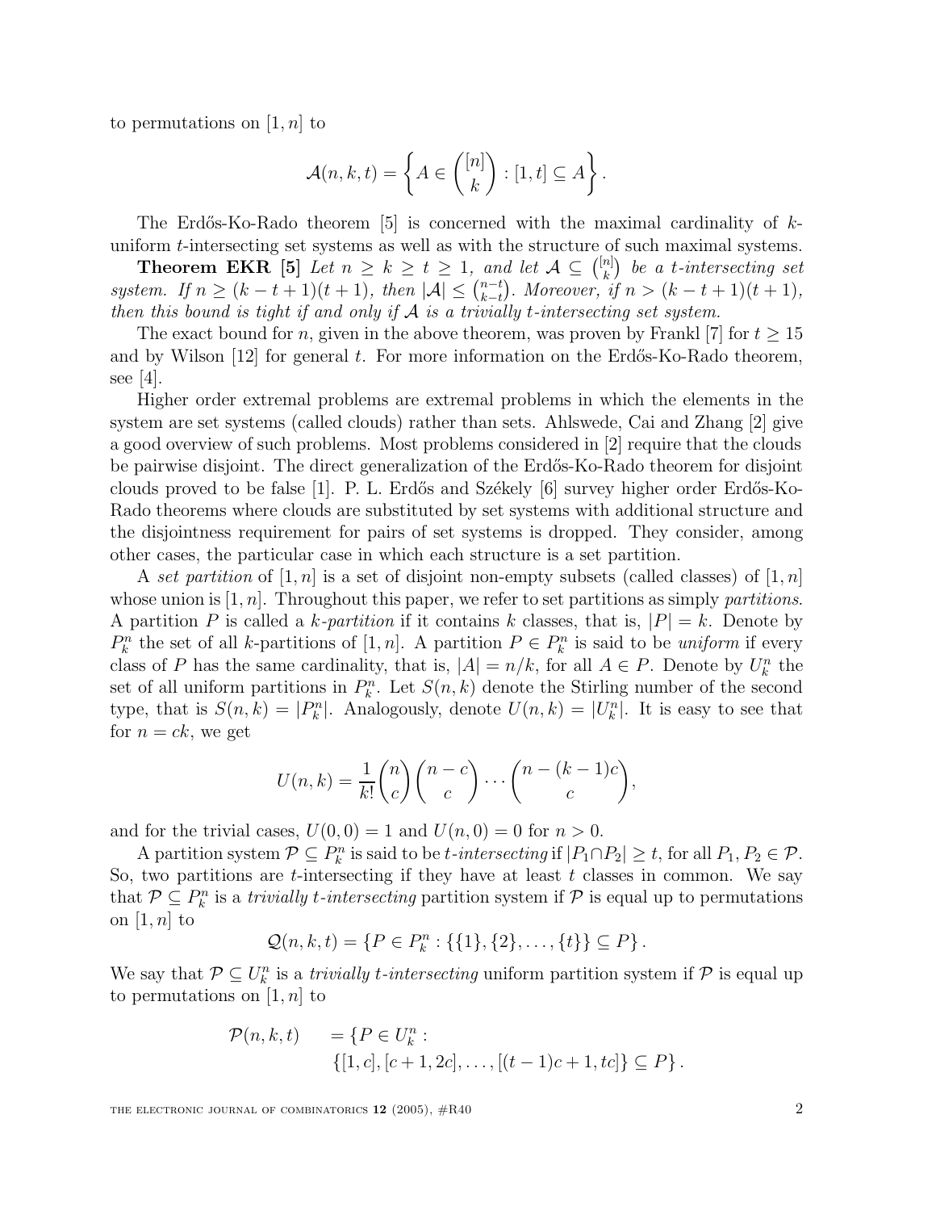to permutations on $[1, n]$ to

$$\mathcal{A}(n,k,t) = \left\{ A \in \binom{[n]}{k} : [1,t] \subseteq A \right\}.$$

The Erdős-Ko-Rado theorem [5] is concerned with the maximal cardinality of $k$-uniform $t$-intersecting set systems as well as with the structure of such maximal systems.

**Theorem EKR [5]** *Let $n \geq k \geq t \geq 1$, and let $\mathcal{A} \subseteq \binom{[n]}{k}$ be a $t$-intersecting set system. If $n \geq (k-t+1)(t+1)$, then $|\mathcal{A}| \leq \binom{n-t}{k-t}$. Moreover, if $n > (k-t+1)(t+1)$, then this bound is tight if and only if $\mathcal{A}$ is a trivially $t$-intersecting set system.*

The exact bound for $n$, given in the above theorem, was proven by Frankl [7] for $t \geq 15$ and by Wilson [12] for general $t$. For more information on the Erdős-Ko-Rado theorem, see [4].

Higher order extremal problems are extremal problems in which the elements in the system are set systems (called clouds) rather than sets. Ahlswede, Cai and Zhang [2] give a good overview of such problems. Most problems considered in [2] require that the clouds be pairwise disjoint. The direct generalization of the Erdős-Ko-Rado theorem for disjoint clouds proved to be false [1]. P. L. Erdős and Székely [6] survey higher order Erdős-Ko-Rado theorems where clouds are substituted by set systems with additional structure and the disjointness requirement for pairs of set systems is dropped. They consider, among other cases, the particular case in which each structure is a set partition.

A *set partition* of $[1, n]$ is a set of disjoint non-empty subsets (called classes) of $[1, n]$ whose union is $[1, n]$. Throughout this paper, we refer to set partitions as simply *partitions*. A partition $P$ is called a *$k$-partition* if it contains $k$ classes, that is, $|P| = k$. Denote by $P_k^n$ the set of all $k$-partitions of $[1, n]$. A partition $P \in P_k^n$ is said to be *uniform* if every class of $P$ has the same cardinality, that is, $|A| = n/k$, for all $A \in P$. Denote by $U_k^n$ the set of all uniform partitions in $P_k^n$. Let $S(n, k)$ denote the Stirling number of the second type, that is $S(n, k) = |P_k^n|$. Analogously, denote $U(n, k) = |U_k^n|$. It is easy to see that for $n = ck$, we get

$$U(n,k) = \frac{1}{k!}\binom{n}{c}\binom{n-c}{c}\cdots\binom{n-(k-1)c}{c},$$

and for the trivial cases, $U(0, 0) = 1$ and $U(n, 0) = 0$ for $n > 0$.

A partition system $\mathcal{P} \subseteq P_k^n$ is said to be *$t$-intersecting* if $|P_1 \cap P_2| \geq t$, for all $P_1, P_2 \in \mathcal{P}$. So, two partitions are $t$-intersecting if they have at least $t$ classes in common. We say that $\mathcal{P} \subseteq P_k^n$ is a *trivially $t$-intersecting* partition system if $\mathcal{P}$ is equal up to permutations on $[1, n]$ to

$$\mathcal{Q}(n,k,t) = \{P \in P_k^n : \{\{1\},\{2\},\ldots,\{t\}\} \subseteq P\}.$$

We say that $\mathcal{P} \subseteq U_k^n$ is a *trivially $t$-intersecting* uniform partition system if $\mathcal{P}$ is equal up to permutations on $[1, n]$ to

$$\begin{aligned}\mathcal{P}(n,k,t) \quad &= \{P \in U_k^n : \\ &\quad \{[1,c],[c+1,2c],\ldots,[(t-1)c+1,tc]\} \subseteq P\}.\end{aligned}$$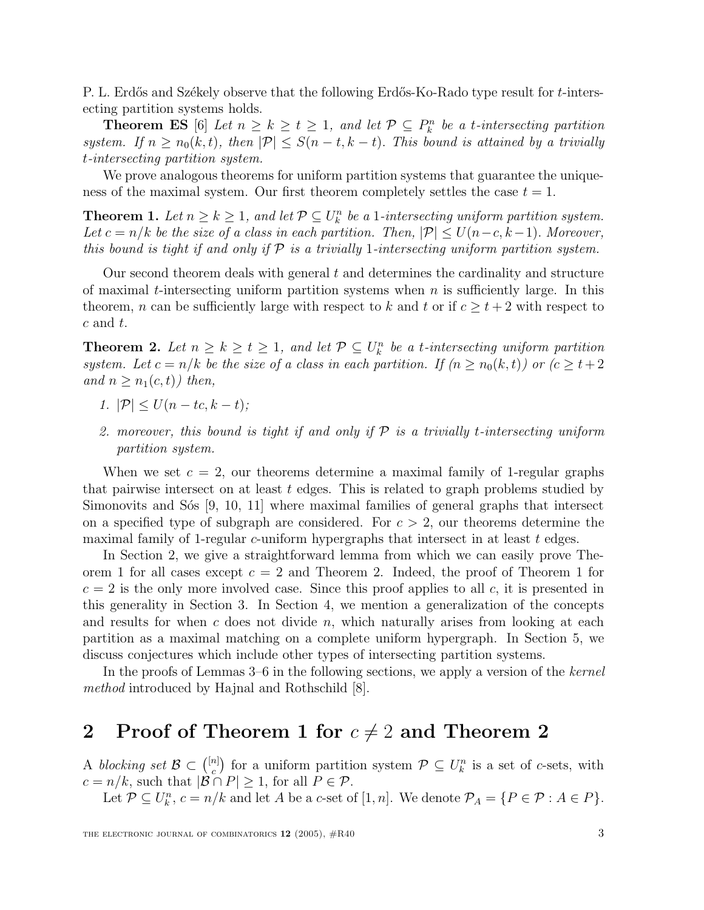P. L. Erdős and Székely observe that the following Erdős-Ko-Rado type result for $t$-intersecting partition systems holds.

**Theorem ES** [6] *Let $n \geq k \geq t \geq 1$, and let $\mathcal{P} \subseteq P_k^n$ be a $t$-intersecting partition system. If $n \geq n_0(k,t)$, then $|\mathcal{P}| \leq S(n-t, k-t)$. This bound is attained by a trivially $t$-intersecting partition system.*

We prove analogous theorems for uniform partition systems that guarantee the uniqueness of the maximal system. Our first theorem completely settles the case $t = 1$.

**Theorem 1.** *Let $n \geq k \geq 1$, and let $\mathcal{P} \subseteq U_k^n$ be a 1-intersecting uniform partition system. Let $c = n/k$ be the size of a class in each partition. Then, $|\mathcal{P}| \leq U(n-c, k-1)$. Moreover, this bound is tight if and only if $\mathcal{P}$ is a trivially 1-intersecting uniform partition system.*

Our second theorem deals with general $t$ and determines the cardinality and structure of maximal $t$-intersecting uniform partition systems when $n$ is sufficiently large. In this theorem, $n$ can be sufficiently large with respect to $k$ and $t$ or if $c \geq t+2$ with respect to $c$ and $t$.

**Theorem 2.** *Let $n \geq k \geq t \geq 1$, and let $\mathcal{P} \subseteq U_k^n$ be a $t$-intersecting uniform partition system. Let $c = n/k$ be the size of a class in each partition. If ($n \geq n_0(k,t)$) or ($c \geq t+2$ and $n \geq n_1(c,t)$) then,*

1. *$|\mathcal{P}| \leq U(n - tc, k - t)$;*
2. *moreover, this bound is tight if and only if $\mathcal{P}$ is a trivially $t$-intersecting uniform partition system.*

When we set $c = 2$, our theorems determine a maximal family of 1-regular graphs that pairwise intersect on at least $t$ edges. This is related to graph problems studied by Simonovits and Sós [9, 10, 11] where maximal families of general graphs that intersect on a specified type of subgraph are considered. For $c > 2$, our theorems determine the maximal family of 1-regular $c$-uniform hypergraphs that intersect in at least $t$ edges.

In Section 2, we give a straightforward lemma from which we can easily prove Theorem 1 for all cases except $c = 2$ and Theorem 2. Indeed, the proof of Theorem 1 for $c = 2$ is the only more involved case. Since this proof applies to all $c$, it is presented in this generality in Section 3. In Section 4, we mention a generalization of the concepts and results for when $c$ does not divide $n$, which naturally arises from looking at each partition as a maximal matching on a complete uniform hypergraph. In Section 5, we discuss conjectures which include other types of intersecting partition systems.

In the proofs of Lemmas 3–6 in the following sections, we apply a version of the *kernel method* introduced by Hajnal and Rothschild [8].

## 2 Proof of Theorem 1 for $c \neq 2$ and Theorem 2

A *blocking set* $\mathcal{B} \subset \binom{[n]}{c}$ for a uniform partition system $\mathcal{P} \subseteq U_k^n$ is a set of $c$-sets, with $c = n/k$, such that $|\mathcal{B} \cap P| \geq 1$, for all $P \in \mathcal{P}$.

Let $\mathcal{P} \subseteq U_k^n$, $c = n/k$ and let $A$ be a $c$-set of $[1, n]$. We denote $\mathcal{P}_A = \{P \in \mathcal{P} : A \in P\}$.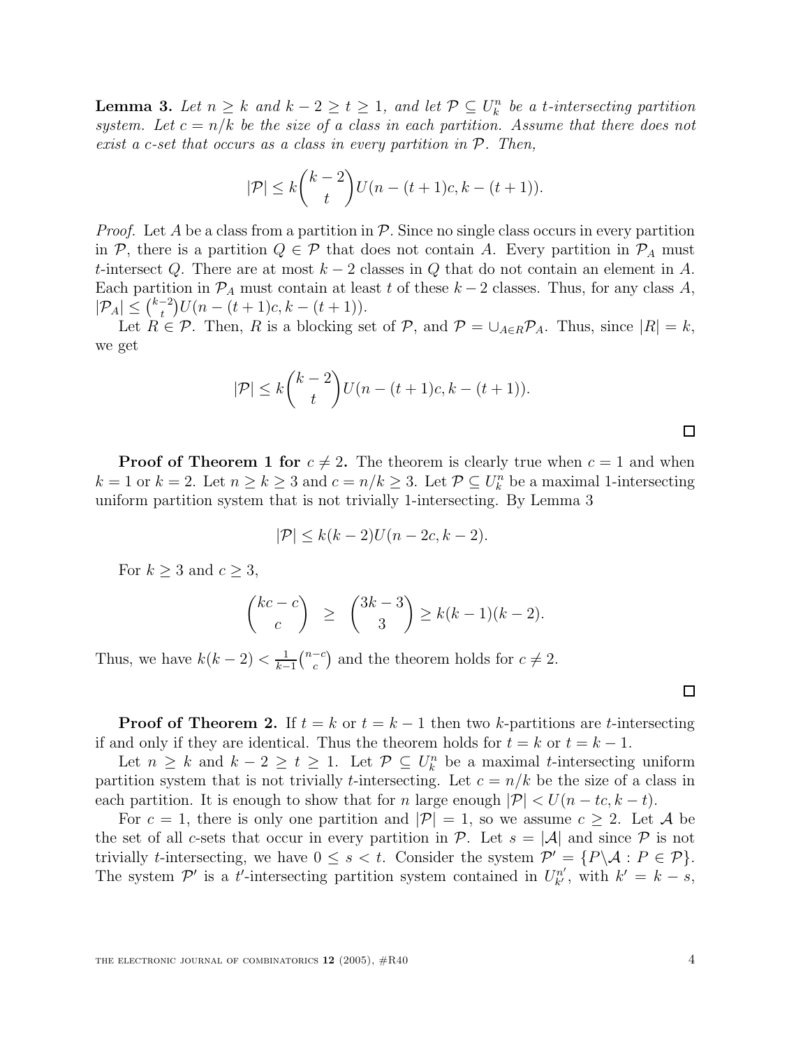**Lemma 3.** *Let $n \geq k$ and $k-2 \geq t \geq 1$, and let $\mathcal{P} \subseteq U_k^n$ be a $t$-intersecting partition system. Let $c = n/k$ be the size of a class in each partition. Assume that there does not exist a $c$-set that occurs as a class in every partition in $\mathcal{P}$. Then,*

$$|\mathcal{P}| \leq k\binom{k-2}{t} U(n-(t+1)c, k-(t+1)).$$

*Proof.* Let $A$ be a class from a partition in $\mathcal{P}$. Since no single class occurs in every partition in $\mathcal{P}$, there is a partition $Q \in \mathcal{P}$ that does not contain $A$. Every partition in $\mathcal{P}_A$ must $t$-intersect $Q$. There are at most $k-2$ classes in $Q$ that do not contain an element in $A$. Each partition in $\mathcal{P}_A$ must contain at least $t$ of these $k-2$ classes. Thus, for any class $A$, $|\mathcal{P}_A| \leq \binom{k-2}{t} U(n-(t+1)c, k-(t+1))$.

Let $R \in \mathcal{P}$. Then, $R$ is a blocking set of $\mathcal{P}$, and $\mathcal{P} = \cup_{A \in R} \mathcal{P}_A$. Thus, since $|R| = k$, we get

$$|\mathcal{P}| \leq k\binom{k-2}{t} U(n-(t+1)c, k-(t+1)).$$

$\square$

**Proof of Theorem 1 for $c \neq 2$.** The theorem is clearly true when $c = 1$ and when $k = 1$ or $k = 2$. Let $n \geq k \geq 3$ and $c = n/k \geq 3$. Let $\mathcal{P} \subseteq U_k^n$ be a maximal 1-intersecting uniform partition system that is not trivially 1-intersecting. By Lemma 3

$$|\mathcal{P}| \leq k(k-2)U(n-2c, k-2).$$

For $k \geq 3$ and $c \geq 3$,

$$\binom{kc-c}{c} \geq \binom{3k-3}{3} \geq k(k-1)(k-2).$$

Thus, we have $k(k-2) < \frac{1}{k-1}\binom{n-c}{c}$ and the theorem holds for $c \neq 2$.

$\square$

**Proof of Theorem 2.** If $t = k$ or $t = k-1$ then two $k$-partitions are $t$-intersecting if and only if they are identical. Thus the theorem holds for $t = k$ or $t = k-1$.

Let $n \geq k$ and $k-2 \geq t \geq 1$. Let $\mathcal{P} \subseteq U_k^n$ be a maximal $t$-intersecting uniform partition system that is not trivially $t$-intersecting. Let $c = n/k$ be the size of a class in each partition. It is enough to show that for $n$ large enough $|\mathcal{P}| < U(n-tc, k-t)$.

For $c = 1$, there is only one partition and $|\mathcal{P}| = 1$, so we assume $c \geq 2$. Let $\mathcal{A}$ be the set of all $c$-sets that occur in every partition in $\mathcal{P}$. Let $s = |\mathcal{A}|$ and since $\mathcal{P}$ is not trivially $t$-intersecting, we have $0 \leq s < t$. Consider the system $\mathcal{P}' = \{P \backslash \mathcal{A} : P \in \mathcal{P}\}$. The system $\mathcal{P}'$ is a $t'$-intersecting partition system contained in $U_{k'}^{n'}$, with $k' = k - s$,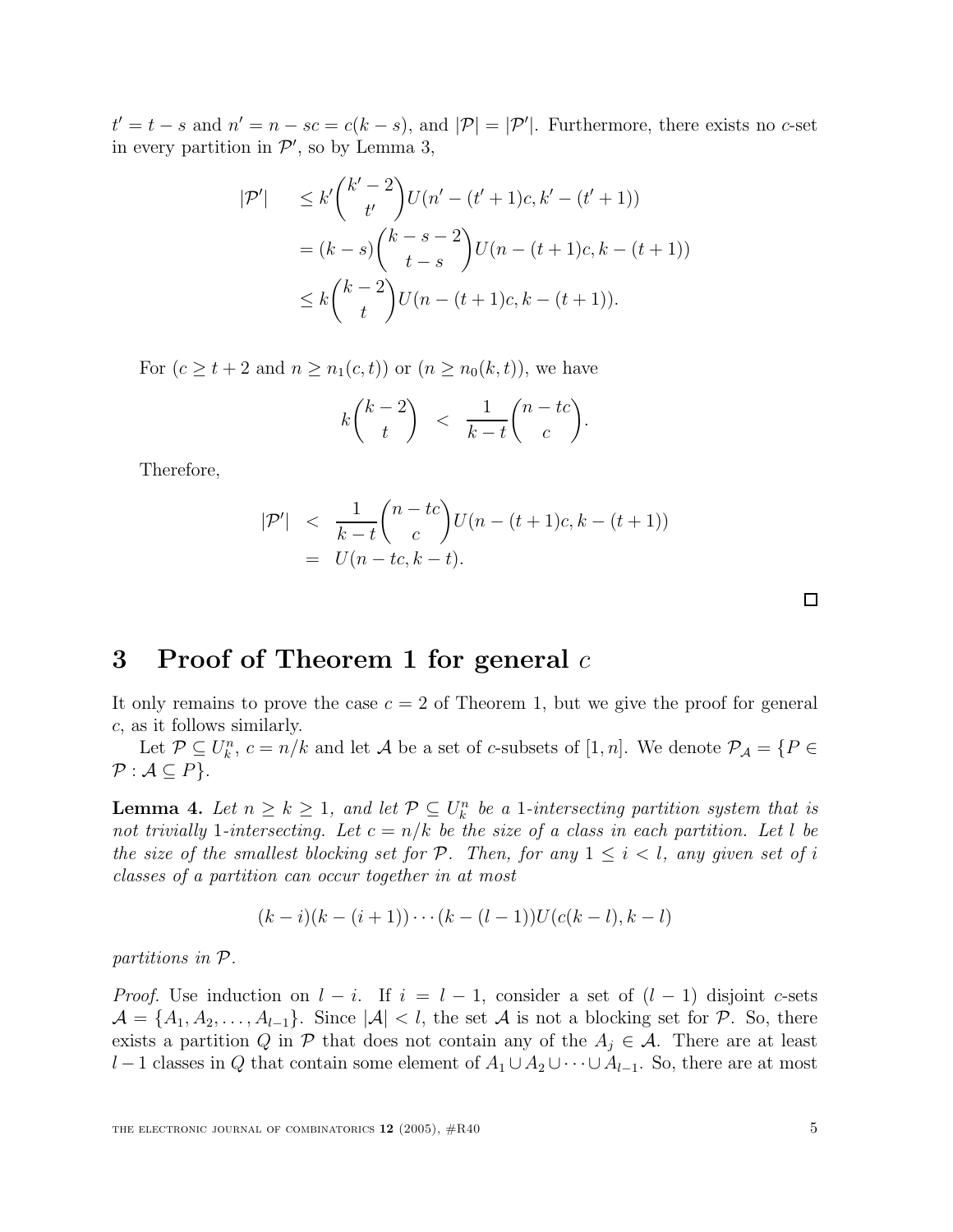$t' = t - s$ and $n' = n - sc = c(k - s)$, and $|\mathcal{P}| = |\mathcal{P}'|$. Furthermore, there exists no $c$-set in every partition in $\mathcal{P}'$, so by Lemma 3,

$$\begin{aligned}
|\mathcal{P}'| \quad &\leq k'\binom{k'-2}{t'}U(n' - (t'+1)c, k' - (t'+1)) \\
&= (k-s)\binom{k-s-2}{t-s}U(n-(t+1)c, k-(t+1)) \\
&\leq k\binom{k-2}{t}U(n-(t+1)c, k-(t+1)).
\end{aligned}$$

For ($c \geq t+2$ and $n \geq n_1(c,t)$) or ($n \geq n_0(k,t)$), we have

$$k\binom{k-2}{t} \quad < \quad \frac{1}{k-t}\binom{n-tc}{c}.$$

Therefore,

$$\begin{aligned}
|\mathcal{P}'| \quad &< \quad \frac{1}{k-t}\binom{n-tc}{c}U(n-(t+1)c, k-(t+1)) \\
&= \quad U(n-tc, k-t).
\end{aligned}$$

□

# 3 Proof of Theorem 1 for general $c$

It only remains to prove the case $c = 2$ of Theorem 1, but we give the proof for general $c$, as it follows similarly.

Let $\mathcal{P} \subseteq U_k^n$, $c = n/k$ and let $\mathcal{A}$ be a set of $c$-subsets of $[1, n]$. We denote $\mathcal{P}_{\mathcal{A}} = \{P \in \mathcal{P} : \mathcal{A} \subseteq P\}$.

**Lemma 4.** *Let $n \geq k \geq 1$, and let $\mathcal{P} \subseteq U_k^n$ be a 1-intersecting partition system that is not trivially 1-intersecting. Let $c = n/k$ be the size of a class in each partition. Let $l$ be the size of the smallest blocking set for $\mathcal{P}$. Then, for any $1 \leq i < l$, any given set of $i$ classes of a partition can occur together in at most*

$$(k-i)(k-(i+1))\cdots(k-(l-1))U(c(k-l), k-l)$$

*partitions in $\mathcal{P}$.*

*Proof.* Use induction on $l - i$. If $i = l - 1$, consider a set of $(l-1)$ disjoint $c$-sets $\mathcal{A} = \{A_1, A_2, \ldots, A_{l-1}\}$. Since $|\mathcal{A}| < l$, the set $\mathcal{A}$ is not a blocking set for $\mathcal{P}$. So, there exists a partition $Q$ in $\mathcal{P}$ that does not contain any of the $A_j \in \mathcal{A}$. There are at least $l-1$ classes in $Q$ that contain some element of $A_1 \cup A_2 \cup \cdots \cup A_{l-1}$. So, there are at most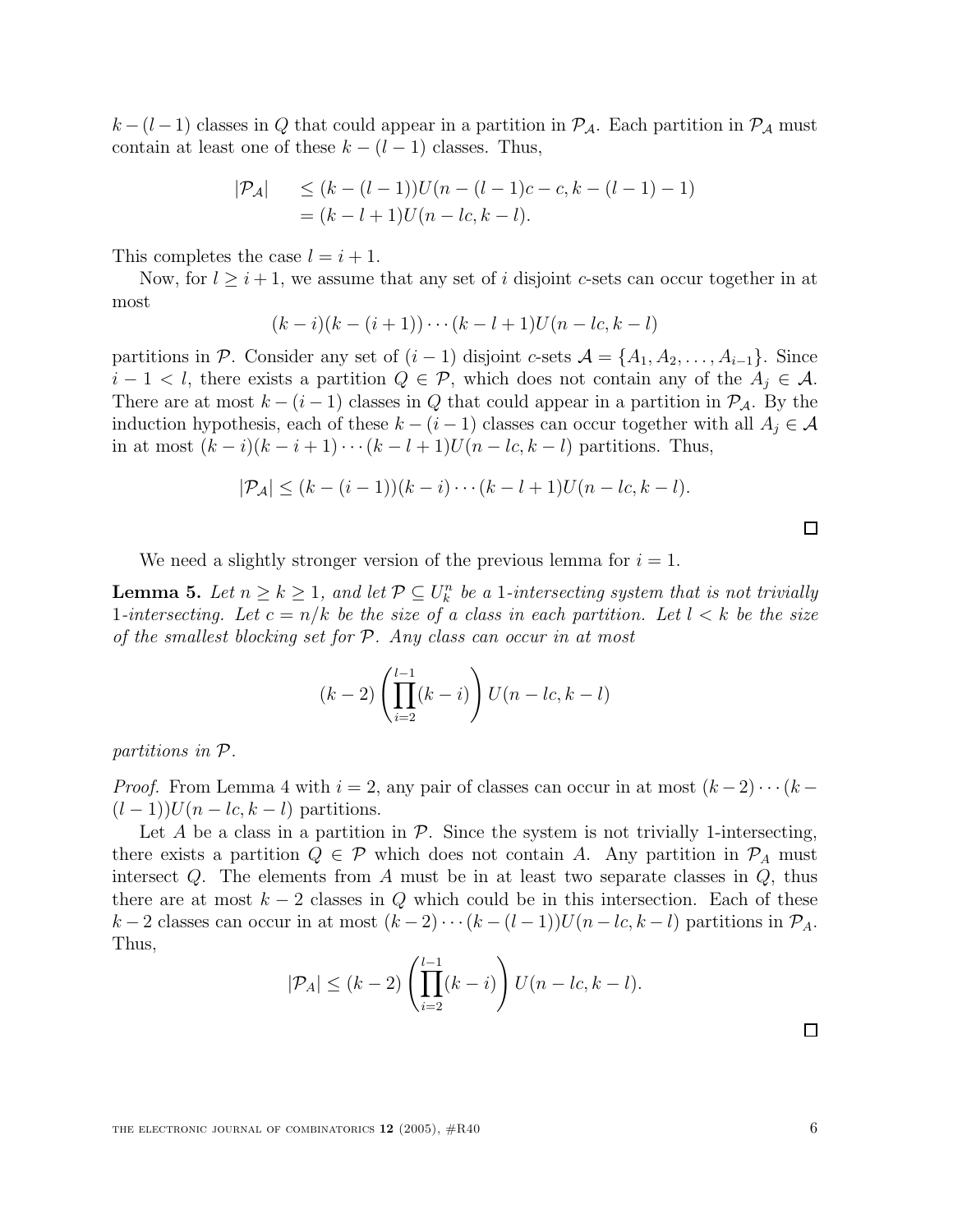$k-(l-1)$ classes in $Q$ that could appear in a partition in $\mathcal{P}_{\mathcal{A}}$. Each partition in $\mathcal{P}_{\mathcal{A}}$ must contain at least one of these $k-(l-1)$ classes. Thus,

$$\begin{aligned} |\mathcal{P}_{\mathcal{A}}| &\leq (k-(l-1))U(n-(l-1)c-c, k-(l-1)-1) \\ &= (k-l+1)U(n-lc, k-l). \end{aligned}$$

This completes the case $l = i+1$.

Now, for $l \geq i+1$, we assume that any set of $i$ disjoint $c$-sets can occur together in at most

$$(k-i)(k-(i+1))\cdots(k-l+1)U(n-lc, k-l)$$

partitions in $\mathcal{P}$. Consider any set of $(i-1)$ disjoint $c$-sets $\mathcal{A} = \{A_1, A_2, \ldots, A_{i-1}\}$. Since $i-1 < l$, there exists a partition $Q \in \mathcal{P}$, which does not contain any of the $A_j \in \mathcal{A}$. There are at most $k-(i-1)$ classes in $Q$ that could appear in a partition in $\mathcal{P}_{\mathcal{A}}$. By the induction hypothesis, each of these $k-(i-1)$ classes can occur together with all $A_j \in \mathcal{A}$ in at most $(k-i)(k-i+1)\cdots(k-l+1)U(n-lc, k-l)$ partitions. Thus,

$$|\mathcal{P}_{\mathcal{A}}| \leq (k-(i-1))(k-i)\cdots(k-l+1)U(n-lc, k-l).$$

□

We need a slightly stronger version of the previous lemma for $i = 1$.

**Lemma 5.** *Let $n \geq k \geq 1$, and let $\mathcal{P} \subseteq U_k^n$ be a 1-intersecting system that is not trivially 1-intersecting. Let $c = n/k$ be the size of a class in each partition. Let $l < k$ be the size of the smallest blocking set for $\mathcal{P}$. Any class can occur in at most*

$$(k-2)\left(\prod_{i=2}^{l-1}(k-i)\right)U(n-lc, k-l)$$

*partitions in $\mathcal{P}$.*

*Proof.* From Lemma 4 with $i = 2$, any pair of classes can occur in at most $(k-2)\cdots(k-(l-1))U(n-lc, k-l)$ partitions.

Let $A$ be a class in a partition in $\mathcal{P}$. Since the system is not trivially 1-intersecting, there exists a partition $Q \in \mathcal{P}$ which does not contain $A$. Any partition in $\mathcal{P}_A$ must intersect $Q$. The elements from $A$ must be in at least two separate classes in $Q$, thus there are at most $k-2$ classes in $Q$ which could be in this intersection. Each of these $k-2$ classes can occur in at most $(k-2)\cdots(k-(l-1))U(n-lc, k-l)$ partitions in $\mathcal{P}_A$. Thus,

$$|\mathcal{P}_A| \leq (k-2)\left(\prod_{i=2}^{l-1}(k-i)\right)U(n-lc, k-l).$$

□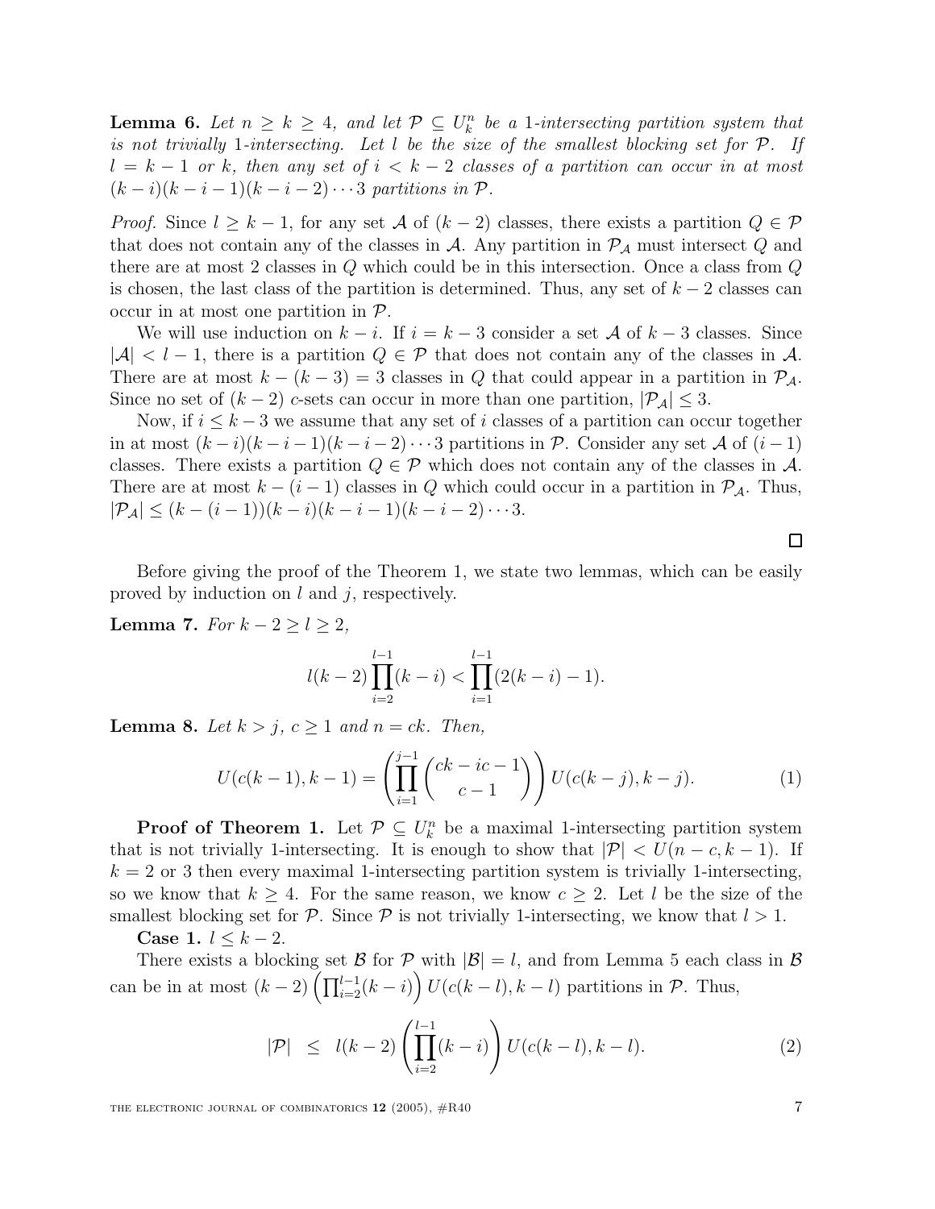**Lemma 6.** *Let $n \geq k \geq 4$, and let $\mathcal{P} \subseteq U_k^n$ be a 1-intersecting partition system that is not trivially 1-intersecting. Let $l$ be the size of the smallest blocking set for $\mathcal{P}$. If $l = k-1$ or $k$, then any set of $i < k-2$ classes of a partition can occur in at most $(k-i)(k-i-1)(k-i-2)\cdots 3$ partitions in $\mathcal{P}$.*

*Proof.* Since $l \geq k-1$, for any set $\mathcal{A}$ of $(k-2)$ classes, there exists a partition $Q \in \mathcal{P}$ that does not contain any of the classes in $\mathcal{A}$. Any partition in $\mathcal{P}_{\mathcal{A}}$ must intersect $Q$ and there are at most 2 classes in $Q$ which could be in this intersection. Once a class from $Q$ is chosen, the last class of the partition is determined. Thus, any set of $k-2$ classes can occur in at most one partition in $\mathcal{P}$.

We will use induction on $k-i$. If $i = k-3$ consider a set $\mathcal{A}$ of $k-3$ classes. Since $|\mathcal{A}| < l-1$, there is a partition $Q \in \mathcal{P}$ that does not contain any of the classes in $\mathcal{A}$. There are at most $k-(k-3) = 3$ classes in $Q$ that could appear in a partition in $\mathcal{P}_{\mathcal{A}}$. Since no set of $(k-2)$ $c$-sets can occur in more than one partition, $|\mathcal{P}_{\mathcal{A}}| \leq 3$.

Now, if $i \leq k-3$ we assume that any set of $i$ classes of a partition can occur together in at most $(k-i)(k-i-1)(k-i-2)\cdots 3$ partitions in $\mathcal{P}$. Consider any set $\mathcal{A}$ of $(i-1)$ classes. There exists a partition $Q \in \mathcal{P}$ which does not contain any of the classes in $\mathcal{A}$. There are at most $k-(i-1)$ classes in $Q$ which could occur in a partition in $\mathcal{P}_{\mathcal{A}}$. Thus, $|\mathcal{P}_{\mathcal{A}}| \leq (k-(i-1))(k-i)(k-i-1)(k-i-2)\cdots 3$.

□

Before giving the proof of the Theorem 1, we state two lemmas, which can be easily proved by induction on $l$ and $j$, respectively.

**Lemma 7.** *For $k-2 \geq l \geq 2$,*

$$l(k-2)\prod_{i=2}^{l-1}(k-i) < \prod_{i=1}^{l-1}(2(k-i)-1).$$

**Lemma 8.** *Let $k > j$, $c \geq 1$ and $n = ck$. Then,*

$$U(c(k-1), k-1) = \left(\prod_{i=1}^{j-1}\binom{ck-ic-1}{c-1}\right) U(c(k-j), k-j). \tag{1}$$

**Proof of Theorem 1.** Let $\mathcal{P} \subseteq U_k^n$ be a maximal 1-intersecting partition system that is not trivially 1-intersecting. It is enough to show that $|\mathcal{P}| < U(n-c, k-1)$. If $k = 2$ or 3 then every maximal 1-intersecting partition system is trivially 1-intersecting, so we know that $k \geq 4$. For the same reason, we know $c \geq 2$. Let $l$ be the size of the smallest blocking set for $\mathcal{P}$. Since $\mathcal{P}$ is not trivially 1-intersecting, we know that $l > 1$.

**Case 1.** $l \leq k-2$.

There exists a blocking set $\mathcal{B}$ for $\mathcal{P}$ with $|\mathcal{B}| = l$, and from Lemma 5 each class in $\mathcal{B}$ can be in at most $(k-2)\left(\prod_{i=2}^{l-1}(k-i)\right) U(c(k-l), k-l)$ partitions in $\mathcal{P}$. Thus,

$$|\mathcal{P}| \;\; \leq \;\; l(k-2)\left(\prod_{i=2}^{l-1}(k-i)\right) U(c(k-l), k-l). \tag{2}$$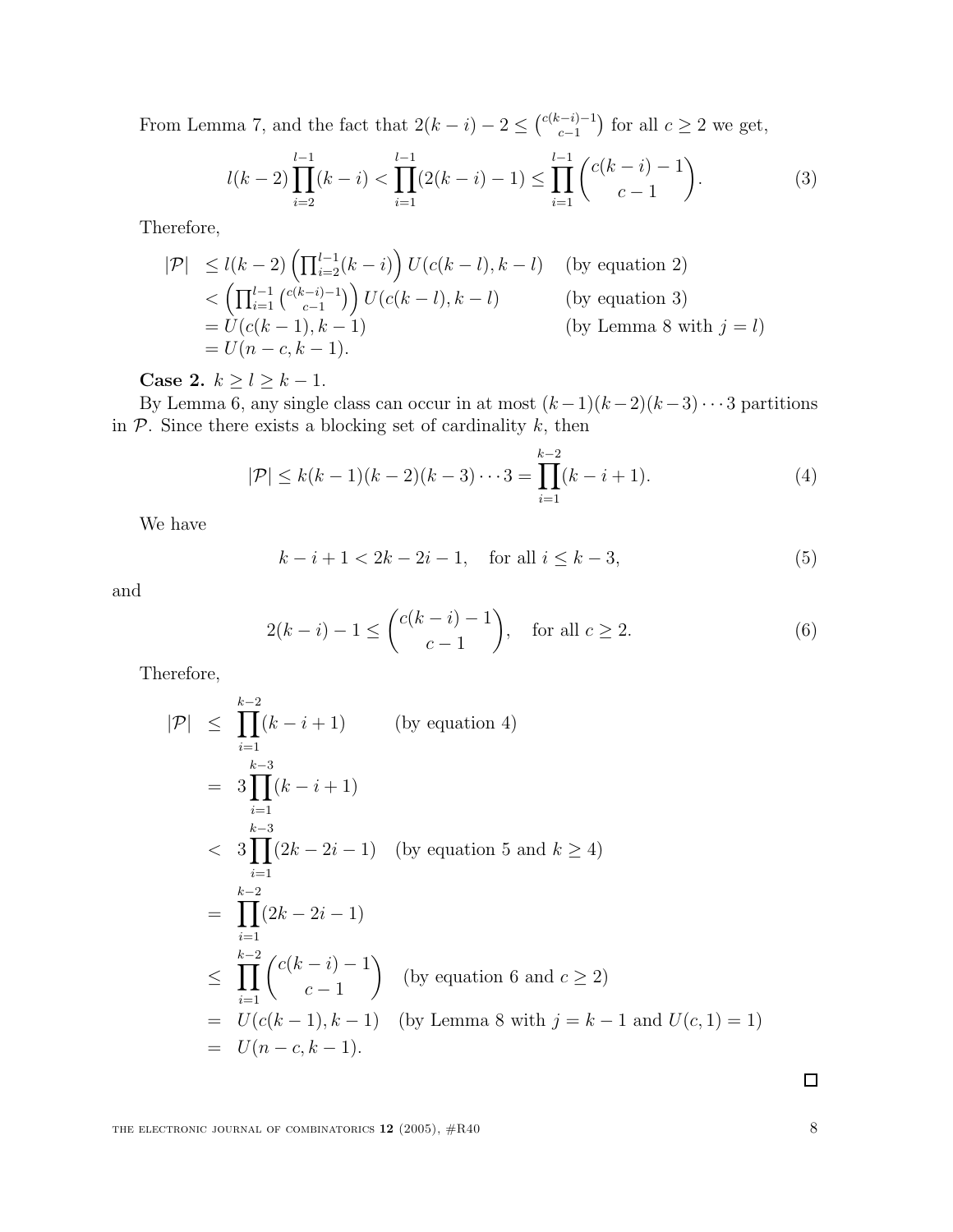From Lemma 7, and the fact that $2(k-i)-2 \leq \binom{c(k-i)-1}{c-1}$ for all $c \geq 2$ we get,

$$l(k-2)\prod_{i=2}^{l-1}(k-i) < \prod_{i=1}^{l-1}(2(k-i)-1) \leq \prod_{i=1}^{l-1}\binom{c(k-i)-1}{c-1}. \tag{3}$$

Therefore,

$$\begin{aligned}
|\mathcal{P}| &\leq l(k-2)\left(\prod_{i=2}^{l-1}(k-i)\right)U(c(k-l),k-l) && \text{(by equation 2)}\\
&< \left(\prod_{i=1}^{l-1}\binom{c(k-i)-1}{c-1}\right)U(c(k-l),k-l) && \text{(by equation 3)}\\
&= U(c(k-1),k-1) && \text{(by Lemma 8 with } j=l\text{)}\\
&= U(n-c,k-1).
\end{aligned}$$

**Case 2.** $k \geq l \geq k-1$.

By Lemma 6, any single class can occur in at most $(k-1)(k-2)(k-3)\cdots 3$ partitions in $\mathcal{P}$. Since there exists a blocking set of cardinality $k$, then

$$|\mathcal{P}| \leq k(k-1)(k-2)(k-3)\cdots 3 = \prod_{i=1}^{k-2}(k-i+1). \tag{4}$$

We have

$$k-i+1 < 2k-2i-1, \quad \text{for all } i \leq k-3, \tag{5}$$

and

$$2(k-i)-1 \leq \binom{c(k-i)-1}{c-1}, \quad \text{for all } c \geq 2. \tag{6}$$

Therefore,

$$\begin{aligned}
|\mathcal{P}| &\leq \prod_{i=1}^{k-2}(k-i+1) && \text{(by equation 4)}\\
&= 3\prod_{i=1}^{k-3}(k-i+1)\\
&< 3\prod_{i=1}^{k-3}(2k-2i-1) && \text{(by equation 5 and } k \geq 4\text{)}\\
&= \prod_{i=1}^{k-2}(2k-2i-1)\\
&\leq \prod_{i=1}^{k-2}\binom{c(k-i)-1}{c-1} && \text{(by equation 6 and } c \geq 2\text{)}\\
&= U(c(k-1),k-1) && \text{(by Lemma 8 with } j=k-1 \text{ and } U(c,1)=1\text{)}\\
&= U(n-c,k-1).
\end{aligned}$$

□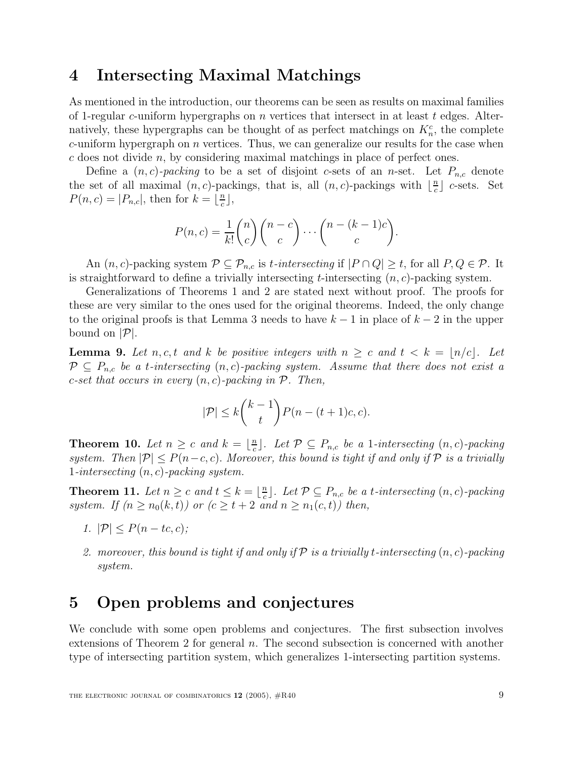## 4 Intersecting Maximal Matchings

As mentioned in the introduction, our theorems can be seen as results on maximal families of 1-regular $c$-uniform hypergraphs on $n$ vertices that intersect in at least $t$ edges. Alternatively, these hypergraphs can be thought of as perfect matchings on $K_n^c$, the complete $c$-uniform hypergraph on $n$ vertices. Thus, we can generalize our results for the case when $c$ does not divide $n$, by considering maximal matchings in place of perfect ones.

Define a *$(n, c)$-packing* to be a set of disjoint $c$-sets of an $n$-set. Let $P_{n,c}$ denote the set of all maximal $(n, c)$-packings, that is, all $(n, c)$-packings with $\lfloor \frac{n}{c} \rfloor$ $c$-sets. Set $P(n, c) = |P_{n,c}|$, then for $k = \lfloor \frac{n}{c} \rfloor$,

$$P(n, c) = \frac{1}{k!} \binom{n}{c} \binom{n-c}{c} \cdots \binom{n-(k-1)c}{c}.$$

An $(n, c)$-packing system $\mathcal{P} \subseteq \mathcal{P}_{n,c}$ is *$t$-intersecting* if $|P \cap Q| \geq t$, for all $P, Q \in \mathcal{P}$. It is straightforward to define a trivially intersecting $t$-intersecting $(n, c)$-packing system.

Generalizations of Theorems 1 and 2 are stated next without proof. The proofs for these are very similar to the ones used for the original theorems. Indeed, the only change to the original proofs is that Lemma 3 needs to have $k-1$ in place of $k-2$ in the upper bound on $|\mathcal{P}|$.

**Lemma 9.** *Let $n, c, t$ and $k$ be positive integers with $n \geq c$ and $t < k = \lfloor n/c \rfloor$. Let $\mathcal{P} \subseteq P_{n,c}$ be a $t$-intersecting $(n, c)$-packing system. Assume that there does not exist a $c$-set that occurs in every $(n, c)$-packing in $\mathcal{P}$. Then,*

$$|\mathcal{P}| \leq k \binom{k-1}{t} P(n-(t+1)c, c).$$

**Theorem 10.** *Let $n \geq c$ and $k = \lfloor \frac{n}{c} \rfloor$. Let $\mathcal{P} \subseteq P_{n,c}$ be a 1-intersecting $(n, c)$-packing system. Then $|\mathcal{P}| \leq P(n-c, c)$. Moreover, this bound is tight if and only if $\mathcal{P}$ is a trivially 1-intersecting $(n, c)$-packing system.*

**Theorem 11.** *Let $n \geq c$ and $t \leq k = \lfloor \frac{n}{c} \rfloor$. Let $\mathcal{P} \subseteq P_{n,c}$ be a $t$-intersecting $(n, c)$-packing system. If ($n \geq n_0(k, t)$) or ($c \geq t+2$ and $n \geq n_1(c, t)$) then,*

1. *$|\mathcal{P}| \leq P(n-tc, c)$;*
2. *moreover, this bound is tight if and only if $\mathcal{P}$ is a trivially $t$-intersecting $(n, c)$-packing system.*

## 5 Open problems and conjectures

We conclude with some open problems and conjectures. The first subsection involves extensions of Theorem 2 for general $n$. The second subsection is concerned with another type of intersecting partition system, which generalizes 1-intersecting partition systems.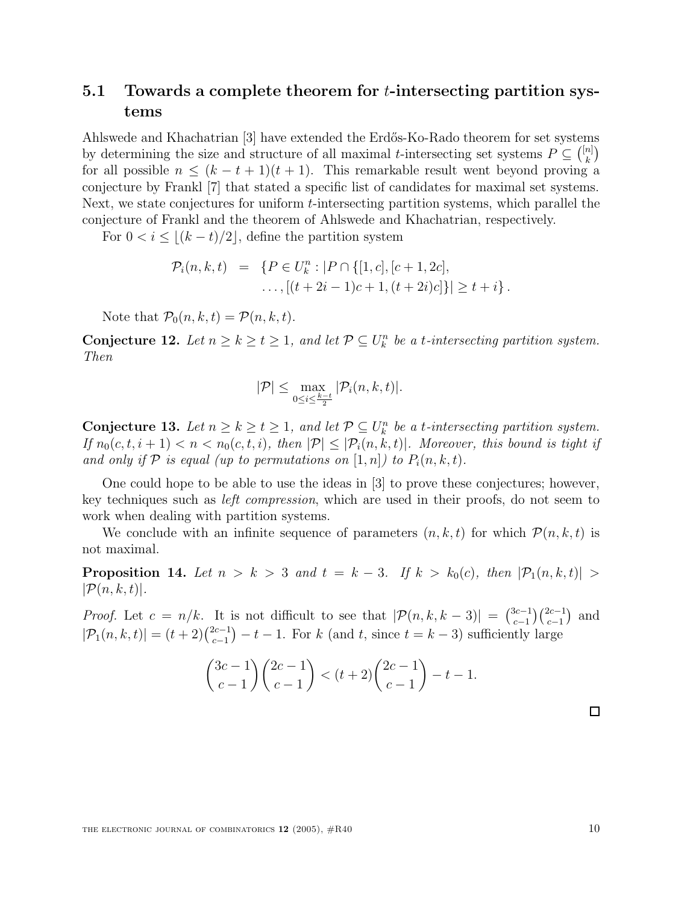### 5.1 Towards a complete theorem for $t$-intersecting partition systems

Ahlswede and Khachatrian [3] have extended the Erdős-Ko-Rado theorem for set systems by determining the size and structure of all maximal $t$-intersecting set systems $P \subseteq \binom{[n]}{k}$ for all possible $n \leq (k-t+1)(t+1)$. This remarkable result went beyond proving a conjecture by Frankl [7] that stated a specific list of candidates for maximal set systems. Next, we state conjectures for uniform $t$-intersecting partition systems, which parallel the conjecture of Frankl and the theorem of Ahlswede and Khachatrian, respectively.

For $0 < i \leq \lfloor (k-t)/2 \rfloor$, define the partition system

$$\begin{aligned} \mathcal{P}_i(n,k,t) &= \{P \in U_k^n : |P \cap \{[1,c],[c+1,2c], \\ &\qquad \ldots, [(t+2i-1)c+1,(t+2i)c]\}| \geq t+i\}. \end{aligned}$$

Note that $\mathcal{P}_0(n,k,t) = \mathcal{P}(n,k,t)$.

**Conjecture 12.** *Let $n \geq k \geq t \geq 1$, and let $\mathcal{P} \subseteq U_k^n$ be a $t$-intersecting partition system. Then*

$$|\mathcal{P}| \leq \max_{0 \leq i \leq \frac{k-t}{2}} |\mathcal{P}_i(n,k,t)|.$$

**Conjecture 13.** *Let $n \geq k \geq t \geq 1$, and let $\mathcal{P} \subseteq U_k^n$ be a $t$-intersecting partition system. If $n_0(c,t,i+1) < n < n_0(c,t,i)$, then $|\mathcal{P}| \leq |\mathcal{P}_i(n,k,t)|$. Moreover, this bound is tight if and only if $\mathcal{P}$ is equal (up to permutations on $[1,n]$) to $P_i(n,k,t)$.*

One could hope to be able to use the ideas in [3] to prove these conjectures; however, key techniques such as *left compression*, which are used in their proofs, do not seem to work when dealing with partition systems.

We conclude with an infinite sequence of parameters $(n,k,t)$ for which $\mathcal{P}(n,k,t)$ is not maximal.

**Proposition 14.** *Let $n > k > 3$ and $t = k-3$. If $k > k_0(c)$, then $|\mathcal{P}_1(n,k,t)| > |\mathcal{P}(n,k,t)|$.*

*Proof.* Let $c = n/k$. It is not difficult to see that $|\mathcal{P}(n,k,k-3)| = \binom{3c-1}{c-1}\binom{2c-1}{c-1}$ and $|\mathcal{P}_1(n,k,t)| = (t+2)\binom{2c-1}{c-1} - t - 1$. For $k$ (and $t$, since $t = k-3$) sufficiently large

$$\binom{3c-1}{c-1}\binom{2c-1}{c-1} < (t+2)\binom{2c-1}{c-1} - t - 1.$$

$\square$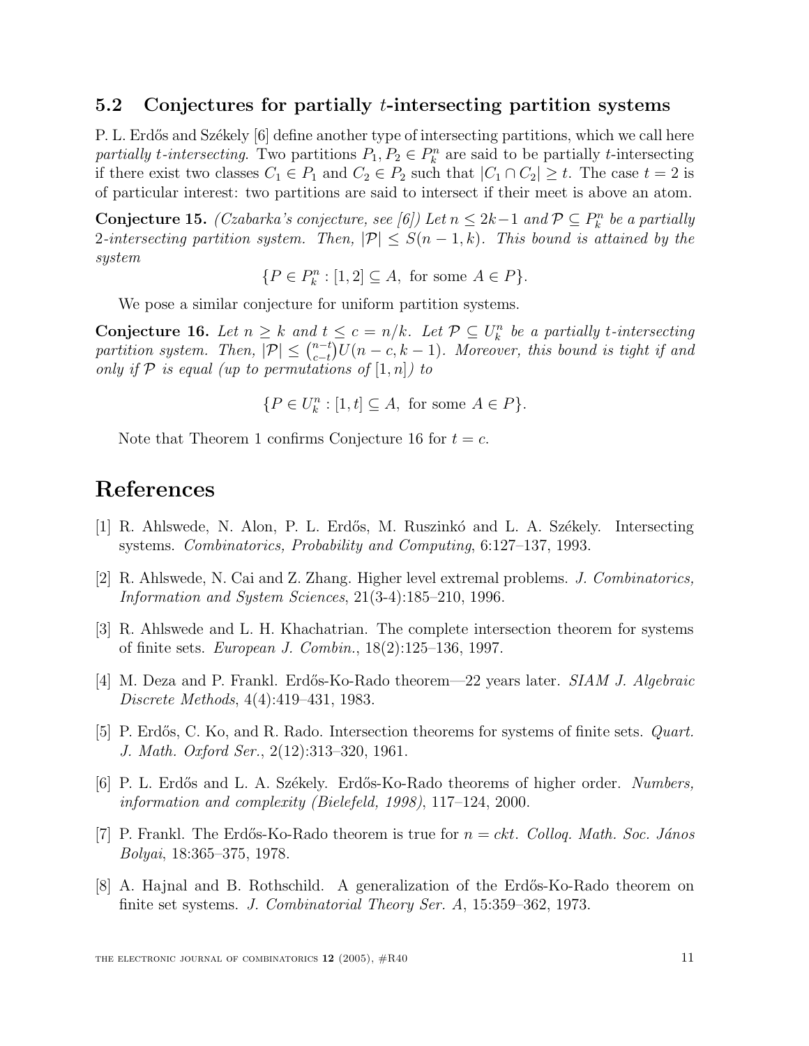### 5.2 Conjectures for partially $t$-intersecting partition systems

P. L. Erdős and Székely [6] define another type of intersecting partitions, which we call here *partially $t$-intersecting*. Two partitions $P_1, P_2 \in P_k^n$ are said to be partially $t$-intersecting if there exist two classes $C_1 \in P_1$ and $C_2 \in P_2$ such that $|C_1 \cap C_2| \geq t$. The case $t = 2$ is of particular interest: two partitions are said to intersect if their meet is above an atom.

**Conjecture 15.** *(Czabarka's conjecture, see [6]) Let $n \leq 2k-1$ and $\mathcal{P} \subseteq P_k^n$ be a partially 2-intersecting partition system. Then, $|\mathcal{P}| \leq S(n-1,k)$. This bound is attained by the system*

$$\{P \in P_k^n : [1,2] \subseteq A, \text{ for some } A \in P\}.$$

We pose a similar conjecture for uniform partition systems.

**Conjecture 16.** *Let $n \geq k$ and $t \leq c = n/k$. Let $\mathcal{P} \subseteq U_k^n$ be a partially $t$-intersecting partition system. Then, $|\mathcal{P}| \leq \binom{n-t}{c-t} U(n-c, k-1)$. Moreover, this bound is tight if and only if $\mathcal{P}$ is equal (up to permutations of $[1,n]$) to*

$$\{P \in U_k^n : [1,t] \subseteq A, \text{ for some } A \in P\}.$$

Note that Theorem 1 confirms Conjecture 16 for $t = c$.

# References

[1] R. Ahlswede, N. Alon, P. L. Erdős, M. Ruszinkó and L. A. Székely. Intersecting systems. *Combinatorics, Probability and Computing*, 6:127–137, 1993.

[2] R. Ahlswede, N. Cai and Z. Zhang. Higher level extremal problems. *J. Combinatorics, Information and System Sciences*, 21(3-4):185–210, 1996.

[3] R. Ahlswede and L. H. Khachatrian. The complete intersection theorem for systems of finite sets. *European J. Combin.*, 18(2):125–136, 1997.

[4] M. Deza and P. Frankl. Erdős-Ko-Rado theorem—22 years later. *SIAM J. Algebraic Discrete Methods*, 4(4):419–431, 1983.

[5] P. Erdős, C. Ko, and R. Rado. Intersection theorems for systems of finite sets. *Quart. J. Math. Oxford Ser.*, 2(12):313–320, 1961.

[6] P. L. Erdős and L. A. Székely. Erdős-Ko-Rado theorems of higher order. *Numbers, information and complexity (Bielefeld, 1998)*, 117–124, 2000.

[7] P. Frankl. The Erdős-Ko-Rado theorem is true for $n = ckt$. *Colloq. Math. Soc. János Bolyai*, 18:365–375, 1978.

[8] A. Hajnal and B. Rothschild. A generalization of the Erdős-Ko-Rado theorem on finite set systems. *J. Combinatorial Theory Ser. A*, 15:359–362, 1973.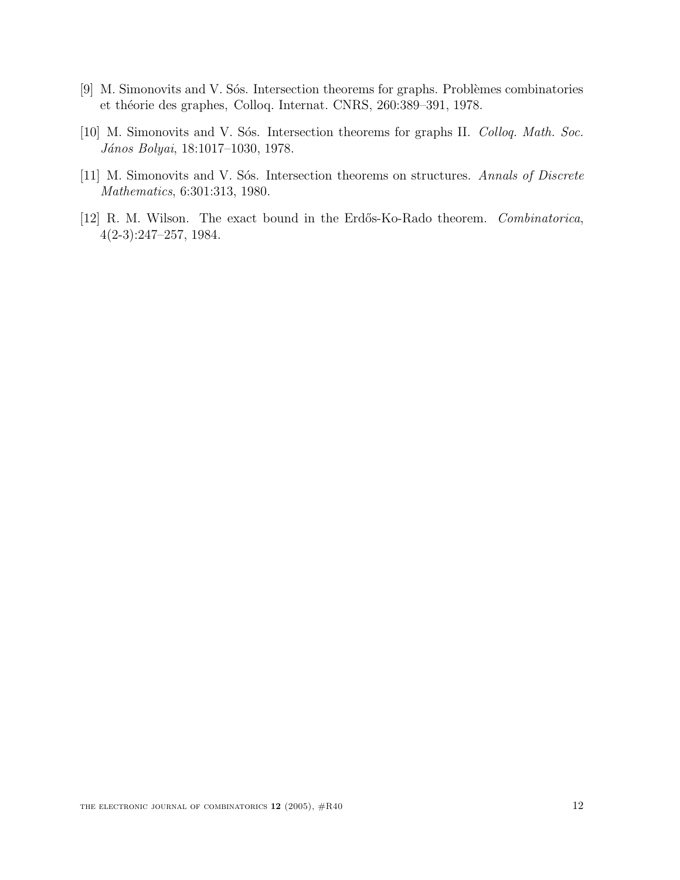[9] M. Simonovits and V. Sós. Intersection theorems for graphs. Problèmes combinatories et théorie des graphes, Colloq. Internat. CNRS, 260:389–391, 1978.

[10] M. Simonovits and V. Sós. Intersection theorems for graphs II. *Colloq. Math. Soc. János Bolyai*, 18:1017–1030, 1978.

[11] M. Simonovits and V. Sós. Intersection theorems on structures. *Annals of Discrete Mathematics*, 6:301:313, 1980.

[12] R. M. Wilson. The exact bound in the Erdős-Ko-Rado theorem. *Combinatorica*, 4(2-3):247–257, 1984.